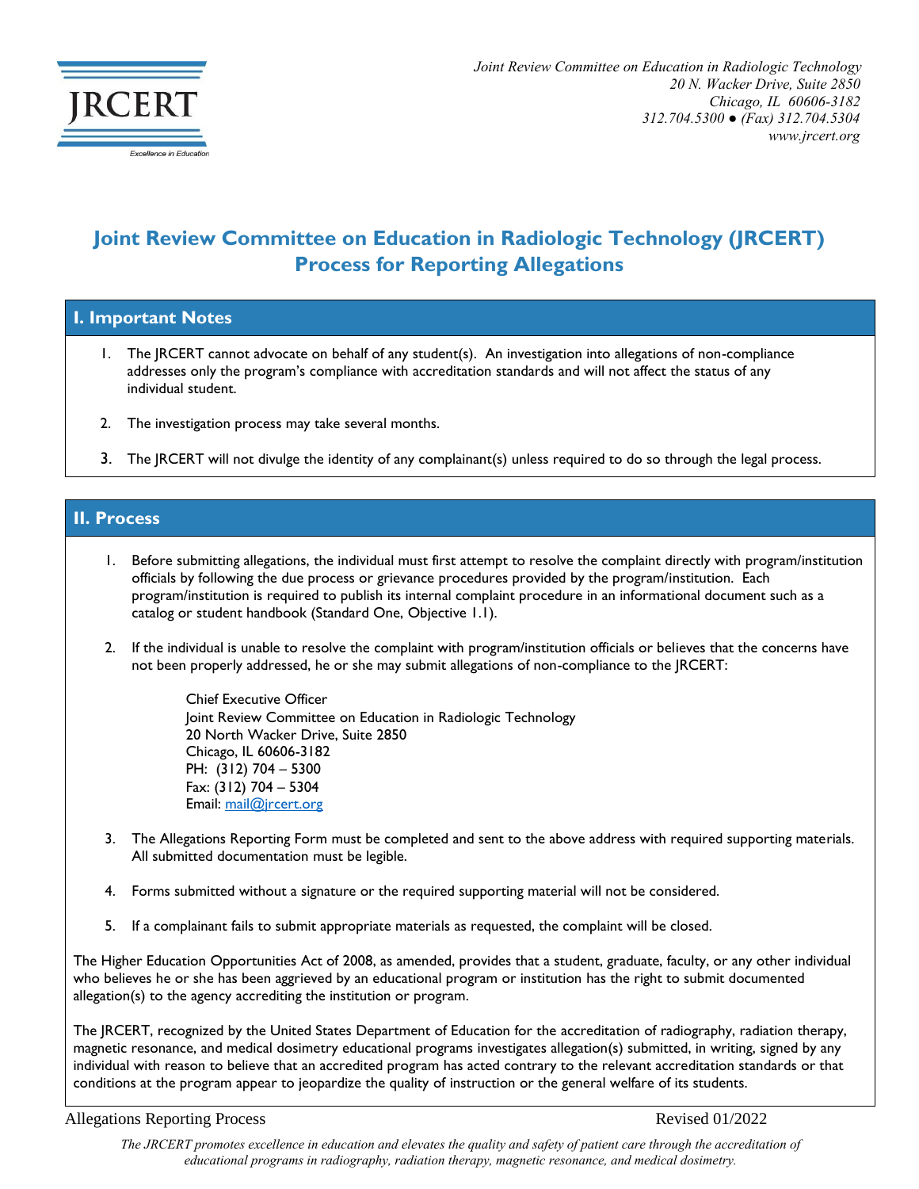JRCERT

Excellence in Education

*Joint Review Committee on Education in Radiologic Technology*
*20 N. Wacker Drive, Suite 2850*
*Chicago, IL 60606-3182*
*312.704.5300 ● (Fax) 312.704.5304*
*www.jrcert.org*

# Joint Review Committee on Education in Radiologic Technology (JRCERT) Process for Reporting Allegations

## I. Important Notes

1. The JRCERT cannot advocate on behalf of any student(s). An investigation into allegations of non-compliance addresses only the program's compliance with accreditation standards and will not affect the status of any individual student.
2. The investigation process may take several months.
3. The JRCERT will not divulge the identity of any complainant(s) unless required to do so through the legal process.

## II. Process

1. Before submitting allegations, the individual must first attempt to resolve the complaint directly with program/institution officials by following the due process or grievance procedures provided by the program/institution. Each program/institution is required to publish its internal complaint procedure in an informational document such as a catalog or student handbook (Standard One, Objective 1.1).
2. If the individual is unable to resolve the complaint with program/institution officials or believes that the concerns have not been properly addressed, he or she may submit allegations of non-compliance to the JRCERT:

   Chief Executive Officer
   Joint Review Committee on Education in Radiologic Technology
   20 North Wacker Drive, Suite 2850
   Chicago, IL 60606-3182
   PH: (312) 704 – 5300
   Fax: (312) 704 – 5304
   Email: mail@jrcert.org

3. The Allegations Reporting Form must be completed and sent to the above address with required supporting materials. All submitted documentation must be legible.
4. Forms submitted without a signature or the required supporting material will not be considered.
5. If a complainant fails to submit appropriate materials as requested, the complaint will be closed.

The Higher Education Opportunities Act of 2008, as amended, provides that a student, graduate, faculty, or any other individual who believes he or she has been aggrieved by an educational program or institution has the right to submit documented allegation(s) to the agency accrediting the institution or program.

The JRCERT, recognized by the United States Department of Education for the accreditation of radiography, radiation therapy, magnetic resonance, and medical dosimetry educational programs investigates allegation(s) submitted, in writing, signed by any individual with reason to believe that an accredited program has acted contrary to the relevant accreditation standards or that conditions at the program appear to jeopardize the quality of instruction or the general welfare of its students.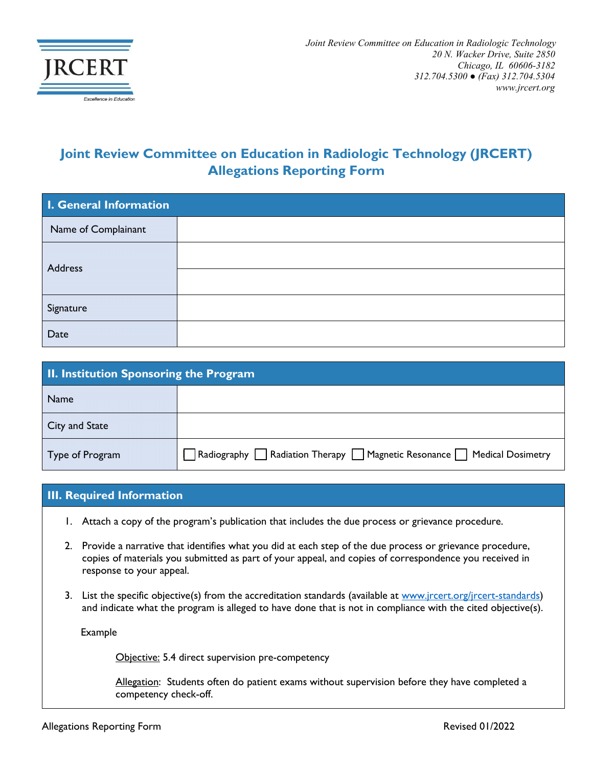JRCERT

Excellence in Education

*Joint Review Committee on Education in Radiologic Technology*
*20 N. Wacker Drive, Suite 2850*
*Chicago, IL 60606-3182*
*312.704.5300 ● (Fax) 312.704.5304*
*www.jrcert.org*

# Joint Review Committee on Education in Radiologic Technology (JRCERT) Allegations Reporting Form

| I. General Information | |
|---|---|
| Name of Complainant | |
| Address | |
| | |
| Signature | |
| Date | |

| II. Institution Sponsoring the Program | |
|---|---|
| Name | |
| City and State | |
| Type of Program | ☐ Radiography ☐ Radiation Therapy ☐ Magnetic Resonance ☐ Medical Dosimetry |

## III. Required Information

1. Attach a copy of the program's publication that includes the due process or grievance procedure.

2. Provide a narrative that identifies what you did at each step of the due process or grievance procedure, copies of materials you submitted as part of your appeal, and copies of correspondence you received in response to your appeal.

3. List the specific objective(s) from the accreditation standards (available at www.jrcert.org/jrcert-standards) and indicate what the program is alleged to have done that is not in compliance with the cited objective(s).

   Example

   Objective: 5.4 direct supervision pre-competency

   Allegation: Students often do patient exams without supervision before they have completed a competency check-off.

Allegations Reporting Form Revised 01/2022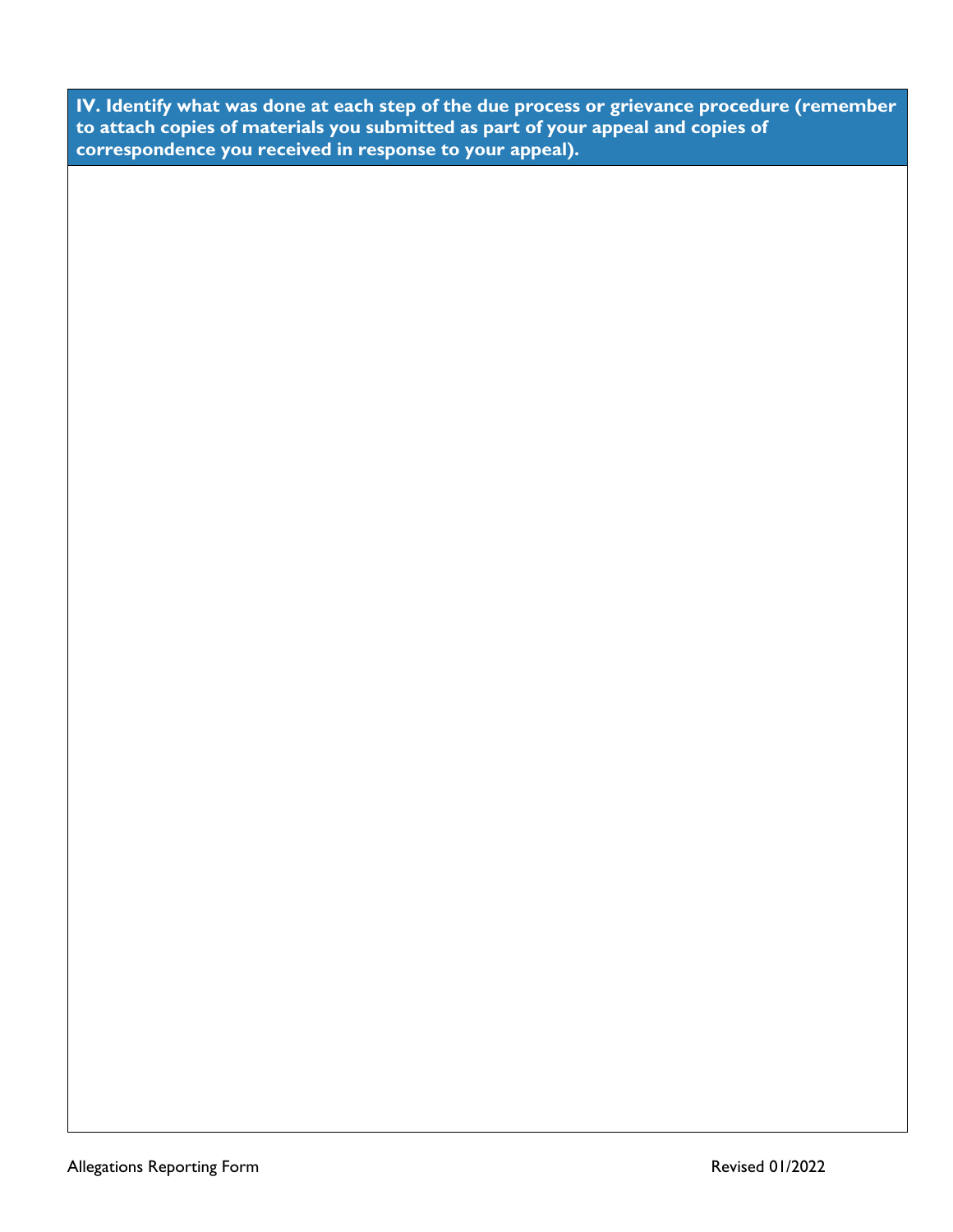**IV. Identify what was done at each step of the due process or grievance procedure (remember to attach copies of materials you submitted as part of your appeal and copies of correspondence you received in response to your appeal).**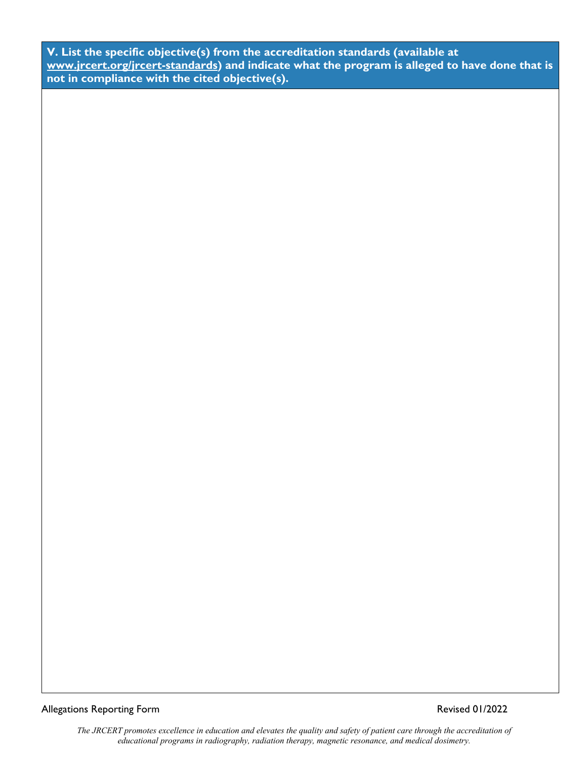**V. List the specific objective(s) from the accreditation standards (available at www.jrcert.org/jrcert-standards) and indicate what the program is alleged to have done that is not in compliance with the cited objective(s).**

Allegations Reporting Form Revised 01/2022

*The JRCERT promotes excellence in education and elevates the quality and safety of patient care through the accreditation of educational programs in radiography, radiation therapy, magnetic resonance, and medical dosimetry.*